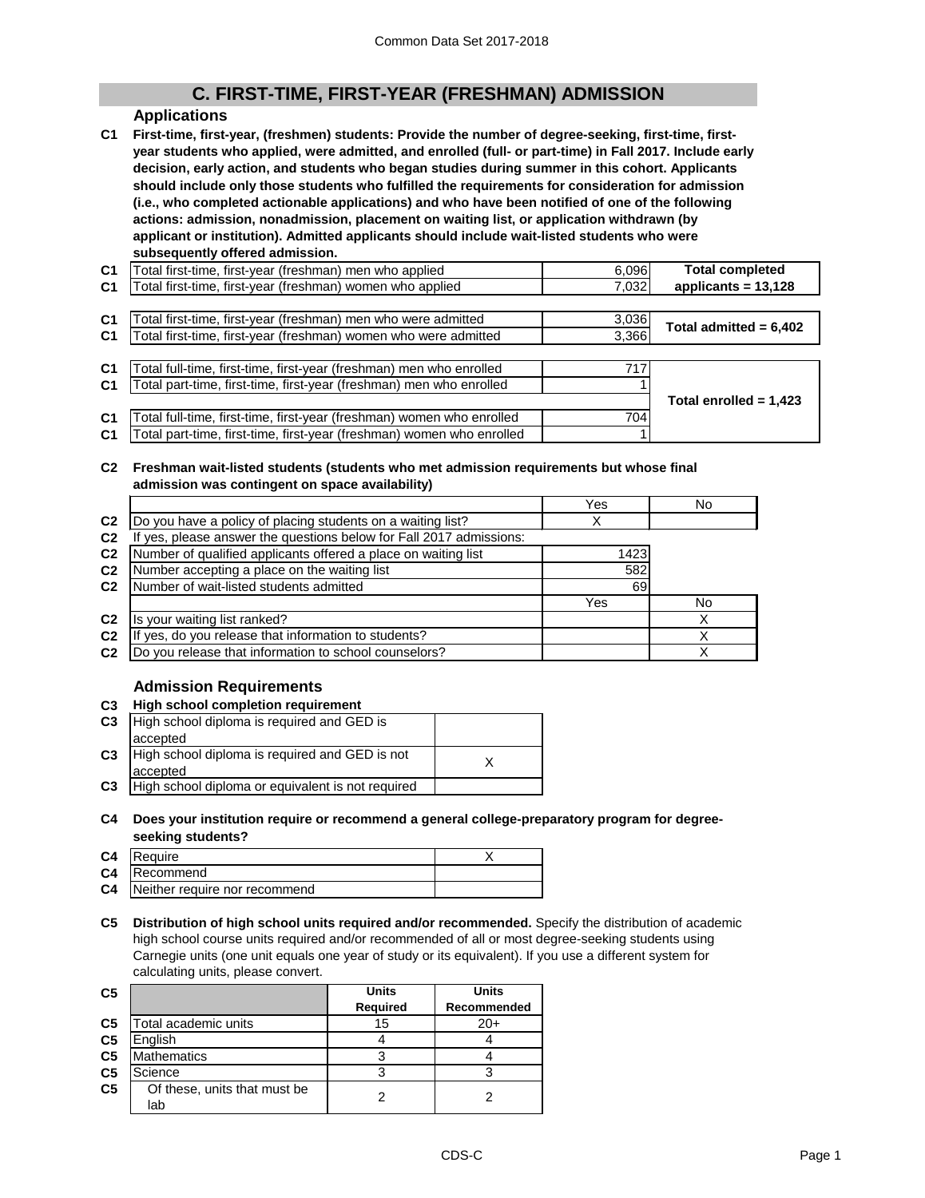# C. FIRST-TIME, FIRST-YEAR (FRESHMAN) ADMISSION

## Applications

**C1 First-time, first-year, (freshmen) students: Provide the number of degree-seeking, first-time, first-year students who applied, were admitted, and enrolled (full- or part-time) in Fall 2017. Include early decision, early action, and students who began studies during summer in this cohort. Applicants should include only those students who fulfilled the requirements for consideration for admission (i.e., who completed actionable applications) and who have been notified of one of the following actions: admission, nonadmission, placement on waiting list, or application withdrawn (by applicant or institution). Admitted applicants should include wait-listed students who were subsequently offered admission.**

| | | | |
|---|---|---|---|
| C1 | Total first-time, first-year (freshman) men who applied | 6,096 | Total completed applicants = 13,128 |
| C1 | Total first-time, first-year (freshman) women who applied | 7,032 | |
| C1 | Total first-time, first-year (freshman) men who were admitted | 3,036 | Total admitted = 6,402 |
| C1 | Total first-time, first-year (freshman) women who were admitted | 3,366 | |
| C1 | Total full-time, first-time, first-year (freshman) men who enrolled | 717 | Total enrolled = 1,423 |
| C1 | Total part-time, first-time, first-year (freshman) men who enrolled | 1 | |
| C1 | Total full-time, first-time, first-year (freshman) women who enrolled | 704 | |
| C1 | Total part-time, first-time, first-year (freshman) women who enrolled | 1 | |

**C2 Freshman wait-listed students (students who met admission requirements but whose final admission was contingent on space availability)**

| | | Yes | No |
|---|---|---|---|
| C2 | Do you have a policy of placing students on a waiting list? | X | |
| C2 | If yes, please answer the questions below for Fall 2017 admissions: | | |
| C2 | Number of qualified applicants offered a place on waiting list | 1423 | |
| C2 | Number accepting a place on the waiting list | 582 | |
| C2 | Number of wait-listed students admitted | 69 | |
| | | Yes | No |
| C2 | Is your waiting list ranked? | | X |
| C2 | If yes, do you release that information to students? | | X |
| C2 | Do you release that information to school counselors? | | X |

## Admission Requirements

**C3 High school completion requirement**

| | | |
|---|---|---|
| C3 | High school diploma is required and GED is accepted | |
| C3 | High school diploma is required and GED is not accepted | X |
| C3 | High school diploma or equivalent is not required | |

**C4 Does your institution require or recommend a general college-preparatory program for degree-seeking students?**

| | | |
|---|---|---|
| C4 | Require | X |
| C4 | Recommend | |
| C4 | Neither require nor recommend | |

**C5 Distribution of high school units required and/or recommended.** Specify the distribution of academic high school course units required and/or recommended of all or most degree-seeking students using Carnegie units (one unit equals one year of study or its equivalent). If you use a different system for calculating units, please convert.

| C5 | | Units Required | Units Recommended |
|---|---|---|---|
| C5 | Total academic units | 15 | 20+ |
| C5 | English | 4 | 4 |
| C5 | Mathematics | 3 | 4 |
| C5 | Science | 3 | 3 |
| C5 | Of these, units that must be lab | 2 | 2 |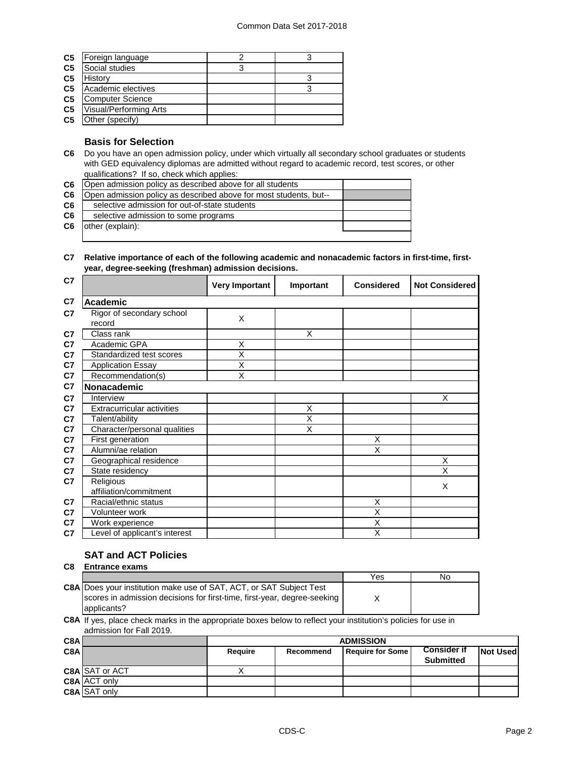| | | | |
|---|---|---|---|
| C5 | Foreign language | 2 | 3 |
| C5 | Social studies | 3 | |
| C5 | History | | 3 |
| C5 | Academic electives | | 3 |
| C5 | Computer Science | | |
| C5 | Visual/Performing Arts | | |
| C5 | Other (specify) | | |

### Basis for Selection

**C6** Do you have an open admission policy, under which virtually all secondary school graduates or students with GED equivalency diplomas are admitted without regard to academic record, test scores, or other qualifications? If so, check which applies:

| | | |
|---|---|---|
| C6 | Open admission policy as described above for all students | |
| C6 | Open admission policy as described above for most students, but-- | |
| C6 | selective admission for out-of-state students | |
| C6 | selective admission to some programs | |
| C6 | other (explain): | |

**C7 Relative importance of each of the following academic and nonacademic factors in first-time, first-year, degree-seeking (freshman) admission decisions.**

| C7 | | Very Important | Important | Considered | Not Considered |
|---|---|---|---|---|---|
| C7 | **Academic** | | | | |
| C7 | Rigor of secondary school record | X | | | |
| C7 | Class rank | | X | | |
| C7 | Academic GPA | X | | | |
| C7 | Standardized test scores | X | | | |
| C7 | Application Essay | X | | | |
| C7 | Recommendation(s) | X | | | |
| C7 | **Nonacademic** | | | | |
| C7 | Interview | | | | X |
| C7 | Extracurricular activities | | X | | |
| C7 | Talent/ability | | X | | |
| C7 | Character/personal qualities | | X | | |
| C7 | First generation | | | X | |
| C7 | Alumni/ae relation | | | X | |
| C7 | Geographical residence | | | | X |
| C7 | State residency | | | | X |
| C7 | Religious affiliation/commitment | | | | X |
| C7 | Racial/ethnic status | | | X | |
| C7 | Volunteer work | | | X | |
| C7 | Work experience | | | X | |
| C7 | Level of applicant's interest | | | X | |

### SAT and ACT Policies

**C8 Entrance exams**

| | Yes | No |
|---|---|---|
| **C8A** Does your institution make use of SAT, ACT, or SAT Subject Test scores in admission decisions for first-time, first-year, degree-seeking applicants? | X | |

**C8A** If yes, place check marks in the appropriate boxes below to reflect your institution's policies for use in admission for Fall 2019.

| C8A | | ADMISSION | | | | |
|---|---|---|---|---|---|---|
| C8A | | Require | Recommend | Require for Some | Consider if Submitted | Not Used |
| C8A | SAT or ACT | X | | | | |
| C8A | ACT only | | | | | |
| C8A | SAT only | | | | | |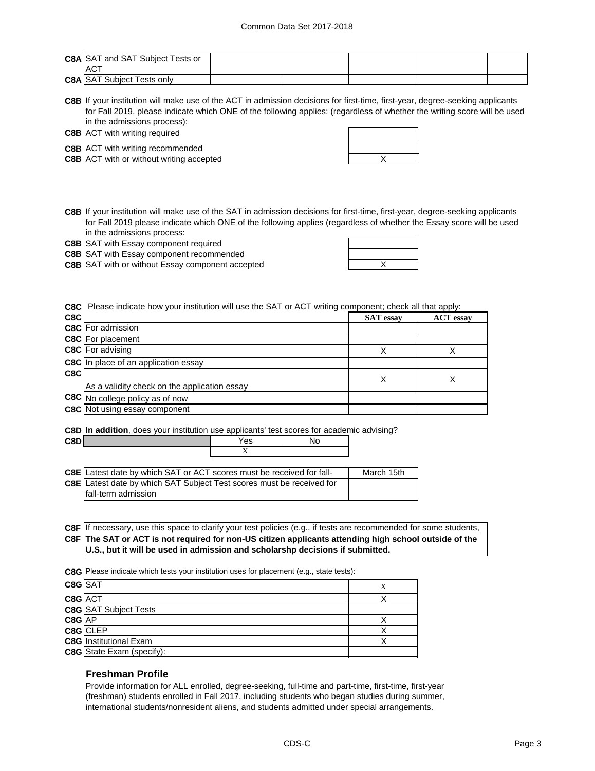| | | | | | |
|---|---|---|---|---|---|
| **C8A** SAT and SAT Subject Tests or ACT | | | | | |
| **C8A** SAT Subject Tests only | | | | | |

**C8B** If your institution will make use of the ACT in admission decisions for first-time, first-year, degree-seeking applicants for Fall 2019, please indicate which ONE of the following applies: (regardless of whether the writing score will be used in the admissions process):

| | |
|---|---|
| **C8B** ACT with writing required | |
| **C8B** ACT with writing recommended | |
| **C8B** ACT with or without writing accepted | X |

**C8B** If your institution will make use of the SAT in admission decisions for first-time, first-year, degree-seeking applicants for Fall 2019 please indicate which ONE of the following applies (regardless of whether the Essay score will be used in the admissions process:

| | |
|---|---|
| **C8B** SAT with Essay component required | |
| **C8B** SAT with Essay component recommended | |
| **C8B** SAT with or without Essay component accepted | X |

**C8C** Please indicate how your institution will use the SAT or ACT writing component; check all that apply:

| **C8C** | **SAT essay** | **ACT essay** |
|---|---|---|
| **C8C** For admission | | |
| **C8C** For placement | | |
| **C8C** For advising | X | X |
| **C8C** In place of an application essay | | |
| **C8C** As a validity check on the application essay | X | X |
| **C8C** No college policy as of now | | |
| **C8C** Not using essay component | | |

**C8D** **In addition**, does your institution use applicants' test scores for academic advising?

| **C8D** | Yes | No |
|---|---|---|
| | X | |

| | |
|---|---|
| **C8E** Latest date by which SAT or ACT scores must be received for fall- | March 15th |
| **C8E** Latest date by which SAT Subject Test scores must be received for fall-term admission | |

**C8F** If necessary, use this space to clarify your test policies (e.g., if tests are recommended for some students,

**C8F** **The SAT or ACT is not required for non-US citizen applicants attending high school outside of the U.S., but it will be used in admission and scholarshp decisions if submitted.**

**C8G** Please indicate which tests your institution uses for placement (e.g., state tests):

| | |
|---|---|
| **C8G** SAT | X |
| **C8G** ACT | X |
| **C8G** SAT Subject Tests | |
| **C8G** AP | X |
| **C8G** CLEP | X |
| **C8G** Institutional Exam | X |
| **C8G** State Exam (specify): | |

### Freshman Profile

Provide information for ALL enrolled, degree-seeking, full-time and part-time, first-time, first-year (freshman) students enrolled in Fall 2017, including students who began studies during summer, international students/nonresident aliens, and students admitted under special arrangements.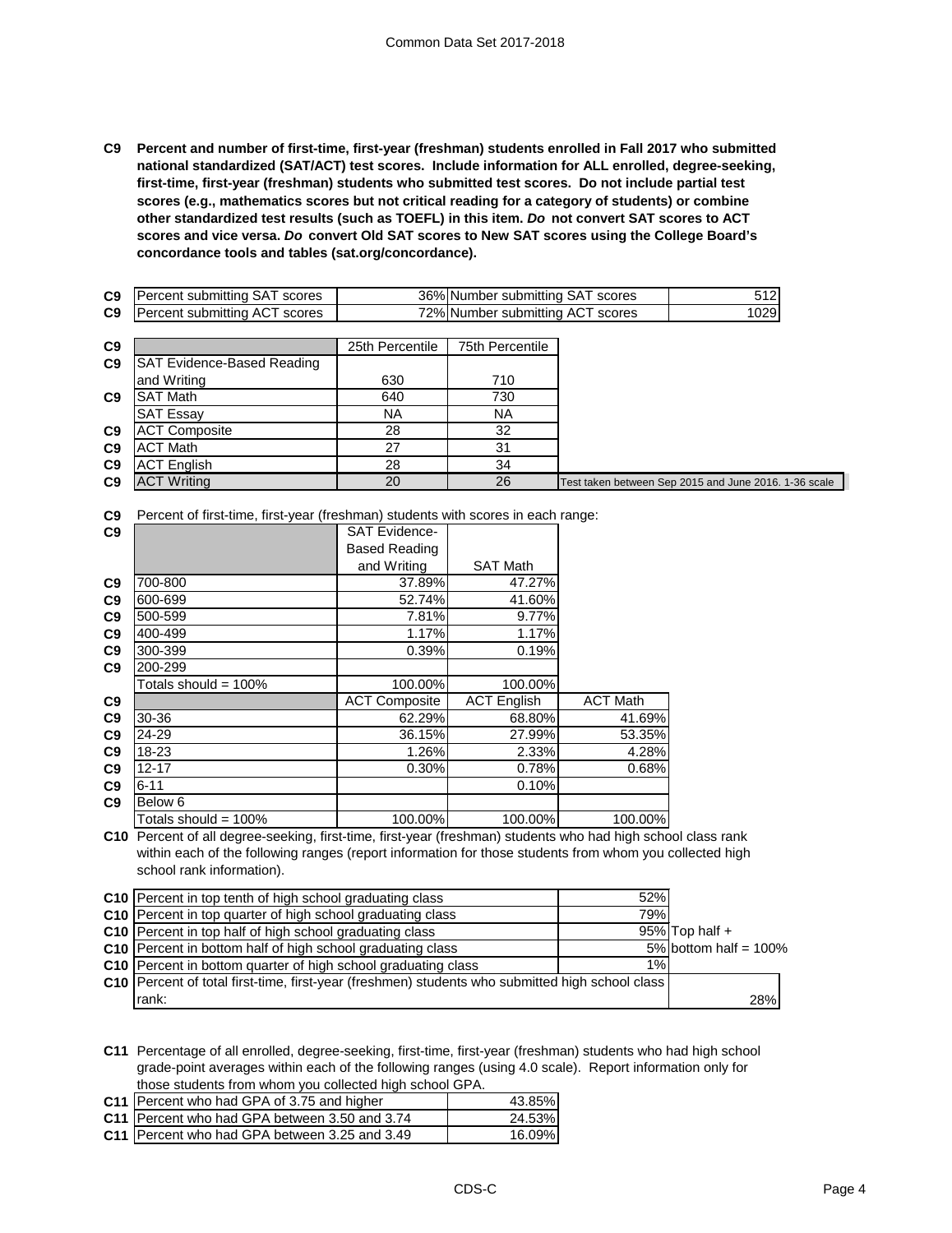**C9 Percent and number of first-time, first-year (freshman) students enrolled in Fall 2017 who submitted national standardized (SAT/ACT) test scores. Include information for ALL enrolled, degree-seeking, first-time, first-year (freshman) students who submitted test scores. Do not include partial test scores (e.g., mathematics scores but not critical reading for a category of students) or combine other standardized test results (such as TOEFL) in this item. *Do* not convert SAT scores to ACT scores and vice versa. *Do* convert Old SAT scores to New SAT scores using the College Board's concordance tools and tables (sat.org/concordance).**

| | | | | |
|---|---|---|---|---|
| C9 | Percent submitting SAT scores | 36% | Number submitting SAT scores | 512 |
| C9 | Percent submitting ACT scores | 72% | Number submitting ACT scores | 1029 |

| | | 25th Percentile | 75th Percentile | |
|---|---|---|---|---|
| C9 | SAT Evidence-Based Reading and Writing | 630 | 710 | |
| C9 | SAT Math | 640 | 730 | |
| | SAT Essay | NA | NA | |
| C9 | ACT Composite | 28 | 32 | |
| C9 | ACT Math | 27 | 31 | |
| C9 | ACT English | 28 | 34 | |
| C9 | ACT Writing | 20 | 26 | Test taken between Sep 2015 and June 2016. 1-36 scale |

**C9** Percent of first-time, first-year (freshman) students with scores in each range:

| | | SAT Evidence-Based Reading and Writing | SAT Math |
|---|---|---|---|
| C9 | 700-800 | 37.89% | 47.27% |
| C9 | 600-699 | 52.74% | 41.60% |
| C9 | 500-599 | 7.81% | 9.77% |
| C9 | 400-499 | 1.17% | 1.17% |
| C9 | 300-399 | 0.39% | 0.19% |
| C9 | 200-299 | | |
| | Totals should = 100% | 100.00% | 100.00% |

| | | ACT Composite | ACT English | ACT Math |
|---|---|---|---|---|
| C9 | 30-36 | 62.29% | 68.80% | 41.69% |
| C9 | 24-29 | 36.15% | 27.99% | 53.35% |
| C9 | 18-23 | 1.26% | 2.33% | 4.28% |
| C9 | 12-17 | 0.30% | 0.78% | 0.68% |
| C9 | 6-11 | | 0.10% | |
| C9 | Below 6 | | | |
| | Totals should = 100% | 100.00% | 100.00% | 100.00% |

**C10** Percent of all degree-seeking, first-time, first-year (freshman) students who had high school class rank within each of the following ranges (report information for those students from whom you collected high school rank information).

| | | | |
|---|---|---|---|
| C10 | Percent in top tenth of high school graduating class | 52% | |
| C10 | Percent in top quarter of high school graduating class | 79% | |
| C10 | Percent in top half of high school graduating class | 95% | Top half + |
| C10 | Percent in bottom half of high school graduating class | 5% | bottom half = 100% |
| C10 | Percent in bottom quarter of high school graduating class | 1% | |
| C10 | Percent of total first-time, first-year (freshmen) students who submitted high school class rank: | | 28% |

**C11** Percentage of all enrolled, degree-seeking, first-time, first-year (freshman) students who had high school grade-point averages within each of the following ranges (using 4.0 scale). Report information only for those students from whom you collected high school GPA.

| | | |
|---|---|---|
| C11 | Percent who had GPA of 3.75 and higher | 43.85% |
| C11 | Percent who had GPA between 3.50 and 3.74 | 24.53% |
| C11 | Percent who had GPA between 3.25 and 3.49 | 16.09% |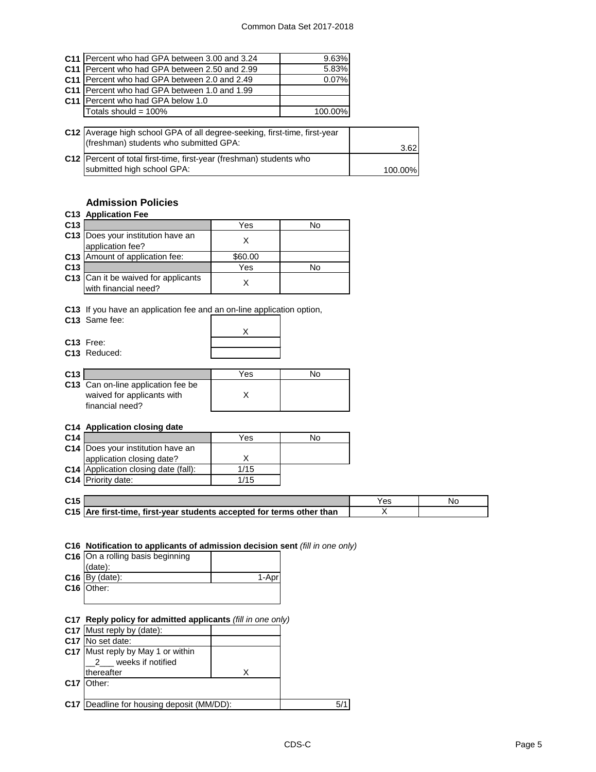| | | |
|---|---|---|
| C11 | Percent who had GPA between 3.00 and 3.24 | 9.63% |
| C11 | Percent who had GPA between 2.50 and 2.99 | 5.83% |
| C11 | Percent who had GPA between 2.0 and 2.49 | 0.07% |
| C11 | Percent who had GPA between 1.0 and 1.99 | |
| C11 | Percent who had GPA below 1.0 | |
| | Totals should = 100% | 100.00% |

| | | |
|---|---|---|
| C12 | Average high school GPA of all degree-seeking, first-time, first-year (freshman) students who submitted GPA: | 3.62 |
| C12 | Percent of total first-time, first-year (freshman) students who submitted high school GPA: | 100.00% |

## Admission Policies

### C13 Application Fee

| | | Yes | No |
|---|---|---|---|
| C13 | Does your institution have an application fee? | X | |
| C13 | Amount of application fee: | $60.00 | |
| C13 | | Yes | No |
| C13 | Can it be waived for applicants with financial need? | X | |

C13 If you have an application fee and an on-line application option,

| | | |
|---|---|---|
| C13 | Same fee: | X |
| C13 | Free: | |
| C13 | Reduced: | |

| | | Yes | No |
|---|---|---|---|
| C13 | Can on-line application fee be waived for applicants with financial need? | X | |

### C14 Application closing date

| | | Yes | No |
|---|---|---|---|
| C14 | Does your institution have an application closing date? | X | |
| C14 | Application closing date (fall): | 1/15 | |
| C14 | Priority date: | 1/15 | |

| | | Yes | No |
|---|---|---|---|
| C15 | **Are first-time, first-year students accepted for terms other than** | X | |

### C16 Notification to applicants of admission decision sent *(fill in one only)*

| | | |
|---|---|---|
| C16 | On a rolling basis beginning (date): | |
| C16 | By (date): | 1-Apr |
| C16 | Other: | |

### C17 Reply policy for admitted applicants *(fill in one only)*

| | | |
|---|---|---|
| C17 | Must reply by (date): | |
| C17 | No set date: | |
| C17 | Must reply by May 1 or within __2___ weeks if notified thereafter | X |
| C17 | Other: | |
| C17 | Deadline for housing deposit (MM/DD): | 5/1 |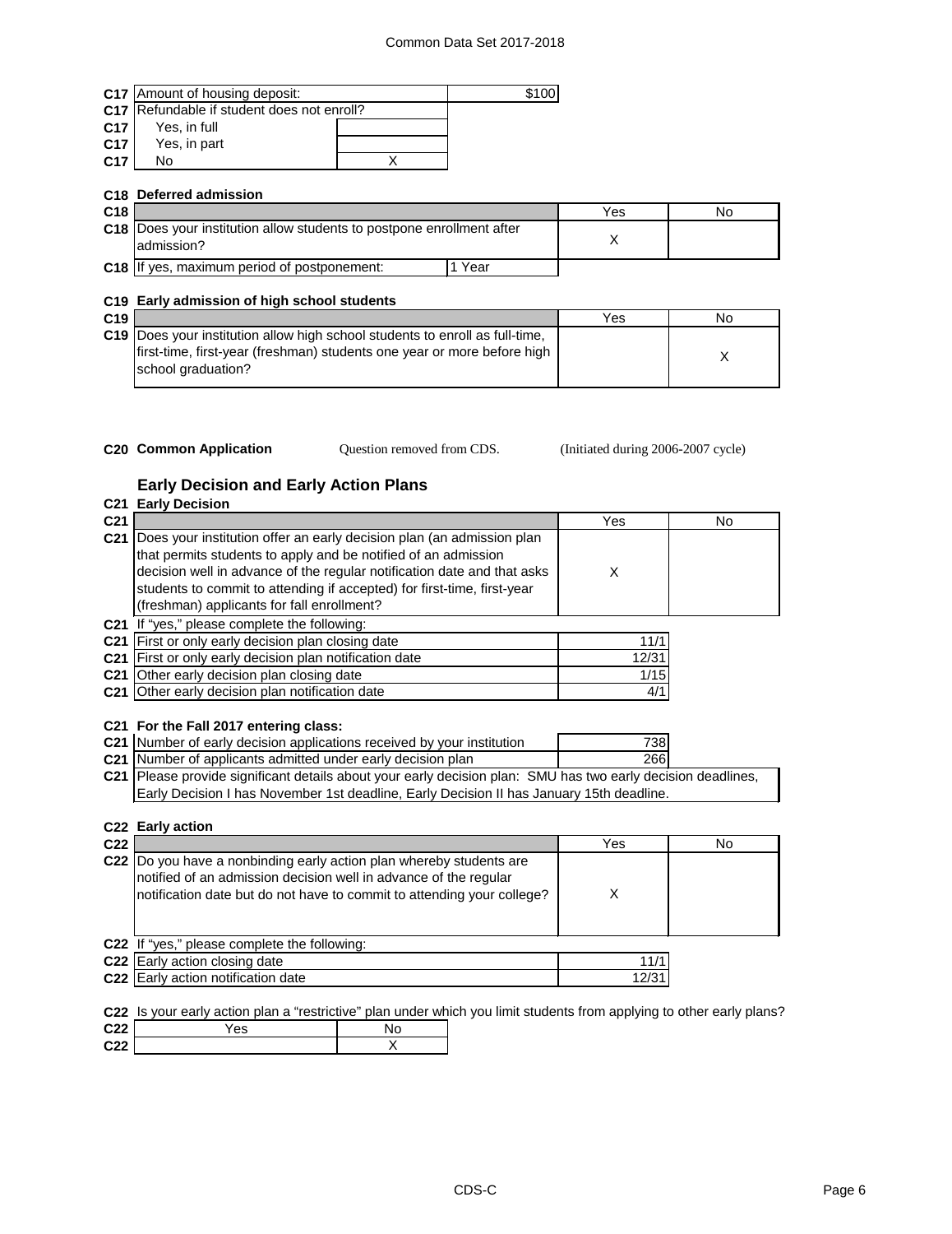| | | |
|---|---|---|
| C17 | Amount of housing deposit: | $100 |
| C17 | Refundable if student does not enroll? | |
| C17 | Yes, in full | |
| C17 | Yes, in part | |
| C17 | No | X |

**C18 Deferred admission**

| | | Yes | No |
|---|---|---|---|
| C18 | Does your institution allow students to postpone enrollment after admission? | X | |
| C18 | If yes, maximum period of postponement: 1 Year | | |

**C19 Early admission of high school students**

| | | Yes | No |
|---|---|---|---|
| C19 | Does your institution allow high school students to enroll as full-time, first-time, first-year (freshman) students one year or more before high school graduation? | | X |

**C20 Common Application** Question removed from CDS. (Initiated during 2006-2007 cycle)

## Early Decision and Early Action Plans

**C21 Early Decision**

| | | Yes | No |
|---|---|---|---|
| C21 | Does your institution offer an early decision plan (an admission plan that permits students to apply and be notified of an admission decision well in advance of the regular notification date and that asks students to commit to attending if accepted) for first-time, first-year (freshman) applicants for fall enrollment? | X | |

C21 If "yes," please complete the following:

| | | |
|---|---|---|
| C21 | First or only early decision plan closing date | 11/1 |
| C21 | First or only early decision plan notification date | 12/31 |
| C21 | Other early decision plan closing date | 1/15 |
| C21 | Other early decision plan notification date | 4/1 |

**C21 For the Fall 2017 entering class:**

| | | |
|---|---|---|
| C21 | Number of early decision applications received by your institution | 738 |
| C21 | Number of applicants admitted under early decision plan | 266 |

C21 Please provide significant details about your early decision plan: SMU has two early decision deadlines, Early Decision I has November 1st deadline, Early Decision II has January 15th deadline.

**C22 Early action**

| | | Yes | No |
|---|---|---|---|
| C22 | Do you have a nonbinding early action plan whereby students are notified of an admission decision well in advance of the regular notification date but do not have to commit to attending your college? | X | |

C22 If "yes," please complete the following:

| | | |
|---|---|---|
| C22 | Early action closing date | 11/1 |
| C22 | Early action notification date | 12/31 |

C22 Is your early action plan a "restrictive" plan under which you limit students from applying to other early plans?

| | Yes | No |
|---|---|---|
| C22 | | X |